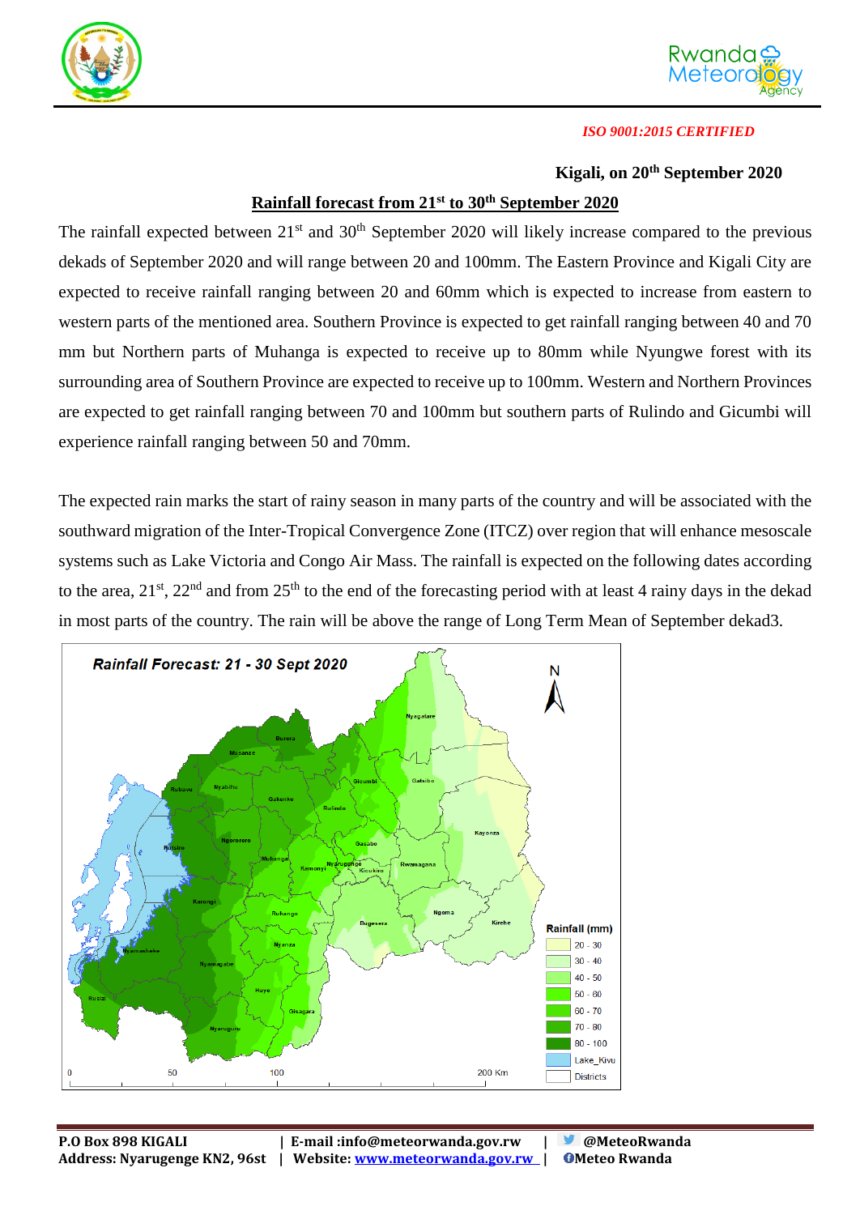*ISO 9001:2015 CERTIFIED*

**Kigali, on 20th September 2020**

## Rainfall forecast from 21st to 30th September 2020

The rainfall expected between 21st and 30th September 2020 will likely increase compared to the previous dekads of September 2020 and will range between 20 and 100mm. The Eastern Province and Kigali City are expected to receive rainfall ranging between 20 and 60mm which is expected to increase from eastern to western parts of the mentioned area. Southern Province is expected to get rainfall ranging between 40 and 70 mm but Northern parts of Muhanga is expected to receive up to 80mm while Nyungwe forest with its surrounding area of Southern Province are expected to receive up to 100mm. Western and Northern Provinces are expected to get rainfall ranging between 70 and 100mm but southern parts of Rulindo and Gicumbi will experience rainfall ranging between 50 and 70mm.

The expected rain marks the start of rainy season in many parts of the country and will be associated with the southward migration of the Inter-Tropical Convergence Zone (ITCZ) over region that will enhance mesoscale systems such as Lake Victoria and Congo Air Mass. The rainfall is expected on the following dates according to the area, 21st, 22nd and from 25th to the end of the forecasting period with at least 4 rainy days in the dekad in most parts of the country. The rain will be above the range of Long Term Mean of September dekad3.

**Rainfall Forecast: 21 - 30 Sept 2020**

Rainfall (mm): 20 - 30; 30 - 40; 40 - 50; 50 - 60; 60 - 70; 70 - 80; 80 - 100; Lake_Kivu; Districts

0 50 100 200 Km

**P.O Box 898 KIGALI** | **E-mail :info@meteorwanda.gov.rw** | **@MeteoRwanda**
**Address: Nyarugenge KN2, 96st** | **Website: www.meteorwanda.gov.rw** | **Meteo Rwanda**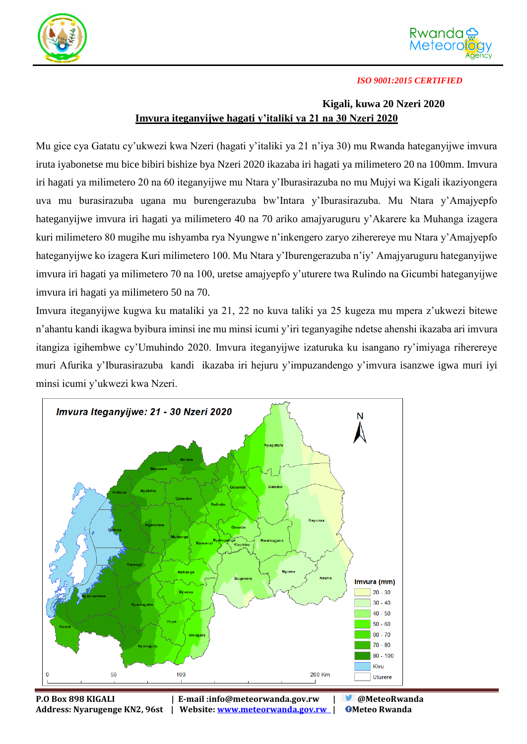ISO 9001:2015 CERTIFIED

**Kigali, kuwa 20 Nzeri 2020**

**Imvura iteganyijwe hagati y'italiki ya 21 na 30 Nzeri 2020**

Mu gice cya Gatatu cy'ukwezi kwa Nzeri (hagati y'italiki ya 21 n'iya 30) mu Rwanda hateganyijwe imvura iruta iyabonetse mu bice bibiri bishize bya Nzeri 2020 ikazaba iri hagati ya milimetero 20 na 100mm. Imvura iri hagati ya milimetero 20 na 60 iteganyijwe mu Ntara y'Iburasirazuba no mu Mujyi wa Kigali ikaziyongera uva mu burasirazuba ugana mu burengerazuba bw'Intara y'Iburasirazuba. Mu Ntara y'Amajyepfo hateganyijwe imvura iri hagati ya milimetero 40 na 70 ariko amajyaruguru y'Akarere ka Muhanga izagera kuri milimetero 80 mugihe mu ishyamba rya Nyungwe n'inkengero zaryo ziherereye mu Ntara y'Amajyepfo hateganyijwe ko izagera Kuri milimetero 100. Mu Ntara y'Iburengerazuba n'iy' Amajyaruguru hateganyijwe imvura iri hagati ya milimetero 70 na 100, uretse amajyepfo y'uturere twa Rulindo na Gicumbi hateganyijwe imvura iri hagati ya milimetero 50 na 70.

Imvura iteganyijwe kugwa ku mataliki ya 21, 22 no kuva taliki ya 25 kugeza mu mpera z'ukwezi bitewe n'ahantu kandi ikagwa byibura iminsi ine mu minsi icumi y'iri teganyagihe ndetse ahenshi ikazaba ari imvura itangiza igihembwe cy'Umuhindo 2020. Imvura iteganyijwe izaturuka ku isangano ry'imiyaga riherereye muri Afurika y'Iburasirazuba kandi ikazaba iri hejuru y'impuzandengo y'imvura isanzwe igwa muri iyi minsi icumi y'ukwezi kwa Nzeri.

Imvura Iteganyijwe: 21 - 30 Nzeri 2020

N

Nyagatare
Burera
Musanze
Gicumbi
Gatsibo
Rubavu
Nyabihu
Gakenke
Rulindo
Kayonza
Gasabo
Ngororero
Rutsiro
Muhanga
Nyarugenge
Kamonyi
Kicukiro
Rwamagana
Karongi
Ruhango
Ngoma
Bugesera
Kirehe
Nyamasheke
Nyanza
Nyamagabe
Huye
Rusizi
Gisagara
Nyaruguru

Imvura (mm)
20 - 30
30 - 40
40 - 50
50 - 60
60 - 70
70 - 80
80 - 100
Kivu
Uturere

0 50 100 200 Km

P.O Box 898 KIGALI | E-mail :info@meteorwanda.gov.rw | @MeteoRwanda
Address: Nyarugenge KN2, 96st | Website: www.meteorwanda.gov.rw | Meteo Rwanda